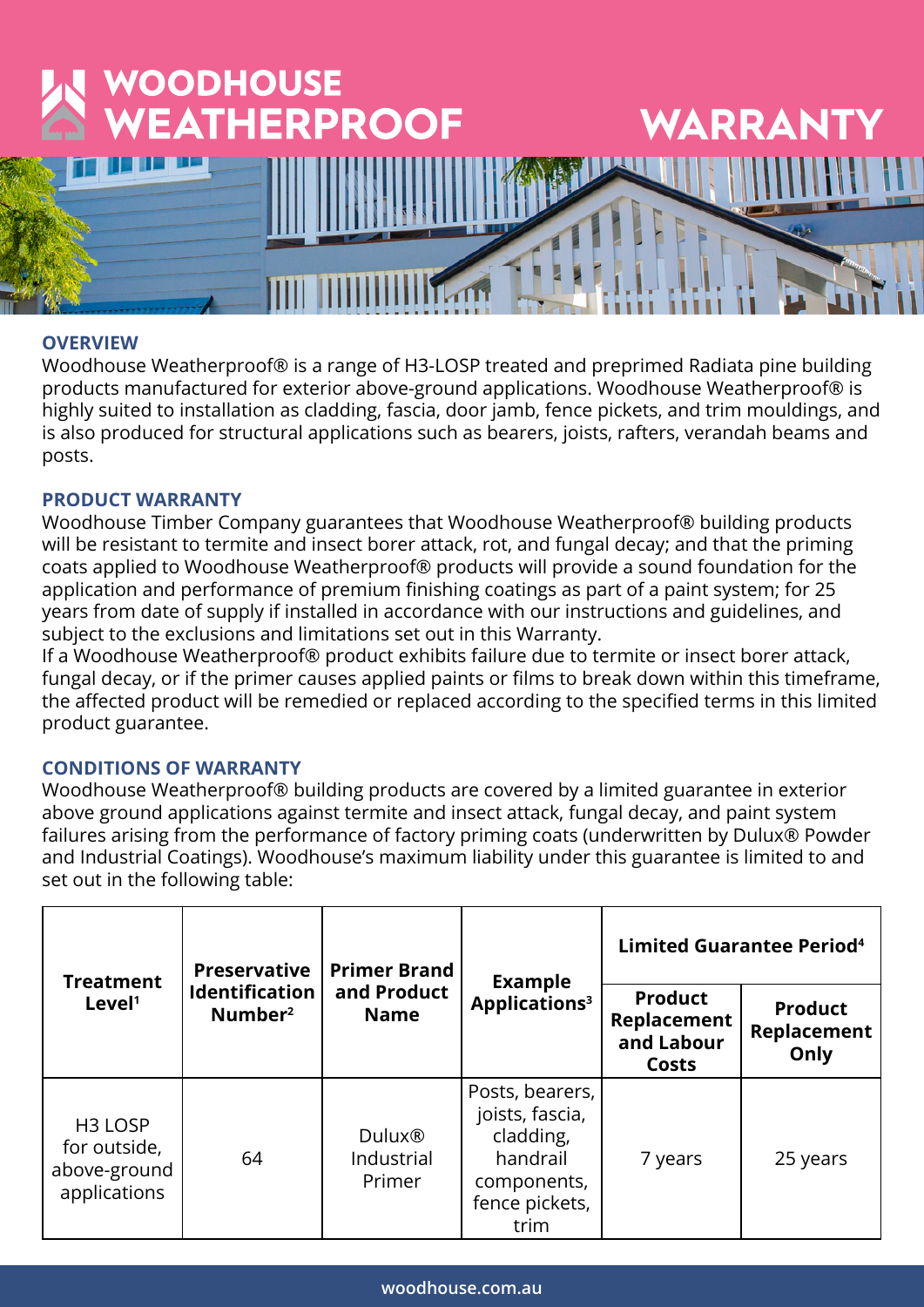# WOODHOUSE WEATHERPROOF WARRANTY

## OVERVIEW

Woodhouse Weatherproof® is a range of H3-LOSP treated and preprimed Radiata pine building products manufactured for exterior above-ground applications. Woodhouse Weatherproof® is highly suited to installation as cladding, fascia, door jamb, fence pickets, and trim mouldings, and is also produced for structural applications such as bearers, joists, rafters, verandah beams and posts.

## PRODUCT WARRANTY

Woodhouse Timber Company guarantees that Woodhouse Weatherproof® building products will be resistant to termite and insect borer attack, rot, and fungal decay; and that the priming coats applied to Woodhouse Weatherproof® products will provide a sound foundation for the application and performance of premium finishing coatings as part of a paint system; for 25 years from date of supply if installed in accordance with our instructions and guidelines, and subject to the exclusions and limitations set out in this Warranty.

If a Woodhouse Weatherproof® product exhibits failure due to termite or insect borer attack, fungal decay, or if the primer causes applied paints or films to break down within this timeframe, the affected product will be remedied or replaced according to the specified terms in this limited product guarantee.

## CONDITIONS OF WARRANTY

Woodhouse Weatherproof® building products are covered by a limited guarantee in exterior above ground applications against termite and insect attack, fungal decay, and paint system failures arising from the performance of factory priming coats (underwritten by Dulux® Powder and Industrial Coatings). Woodhouse's maximum liability under this guarantee is limited to and set out in the following table:

| Treatment Level[1] | Preservative Identification Number[2] | Primer Brand and Product Name | Example Applications[3] | Limited Guarantee Period[4] | |
|---|---|---|---|---|---|
| | | | | Product Replacement and Labour Costs | Product Replacement Only |
| H3 LOSP for outside, above-ground applications | 64 | Dulux® Industrial Primer | Posts, bearers, joists, fascia, cladding, handrail components, fence pickets, trim | 7 years | 25 years |

woodhouse.com.au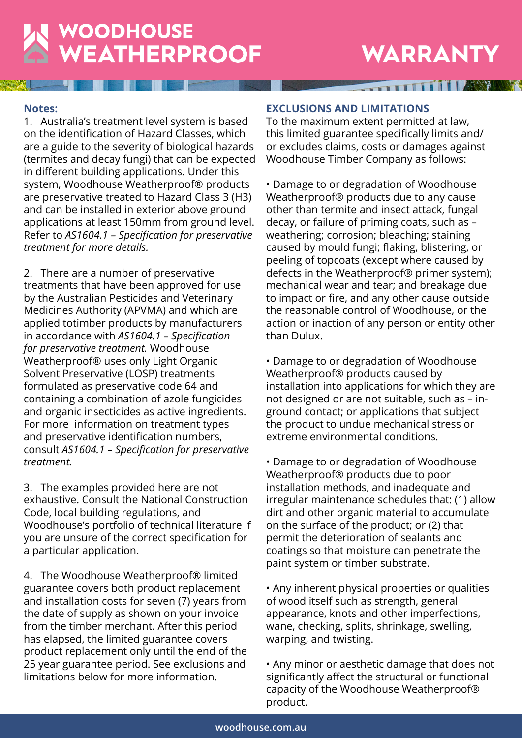# WOODHOUSE WEATHERPROOF WARRANTY

**Notes:**

1. Australia's treatment level system is based on the identification of Hazard Classes, which are a guide to the severity of biological hazards (termites and decay fungi) that can be expected in different building applications. Under this system, Woodhouse Weatherproof® products are preservative treated to Hazard Class 3 (H3) and can be installed in exterior above ground applications at least 150mm from ground level. Refer to *AS1604.1 – Specification for preservative treatment for more details.*

2. There are a number of preservative treatments that have been approved for use by the Australian Pesticides and Veterinary Medicines Authority (APVMA) and which are applied totimber products by manufacturers in accordance with *AS1604.1 – Specification for preservative treatment.* Woodhouse Weatherproof® uses only Light Organic Solvent Preservative (LOSP) treatments formulated as preservative code 64 and containing a combination of azole fungicides and organic insecticides as active ingredients. For more information on treatment types and preservative identification numbers, consult *AS1604.1 – Specification for preservative treatment.*

3. The examples provided here are not exhaustive. Consult the National Construction Code, local building regulations, and Woodhouse's portfolio of technical literature if you are unsure of the correct specification for a particular application.

4. The Woodhouse Weatherproof® limited guarantee covers both product replacement and installation costs for seven (7) years from the date of supply as shown on your invoice from the timber merchant. After this period has elapsed, the limited guarantee covers product replacement only until the end of the 25 year guarantee period. See exclusions and limitations below for more information.

## EXCLUSIONS AND LIMITATIONS

To the maximum extent permitted at law, this limited guarantee specifically limits and/ or excludes claims, costs or damages against Woodhouse Timber Company as follows:

- Damage to or degradation of Woodhouse Weatherproof® products due to any cause other than termite and insect attack, fungal decay, or failure of priming coats, such as – weathering; corrosion; bleaching; staining caused by mould fungi; flaking, blistering, or peeling of topcoats (except where caused by defects in the Weatherproof® primer system); mechanical wear and tear; and breakage due to impact or fire, and any other cause outside the reasonable control of Woodhouse, or the action or inaction of any person or entity other than Dulux.

- Damage to or degradation of Woodhouse Weatherproof® products caused by installation into applications for which they are not designed or are not suitable, such as – in-ground contact; or applications that subject the product to undue mechanical stress or extreme environmental conditions.

- Damage to or degradation of Woodhouse Weatherproof® products due to poor installation methods, and inadequate and irregular maintenance schedules that: (1) allow dirt and other organic material to accumulate on the surface of the product; or (2) that permit the deterioration of sealants and coatings so that moisture can penetrate the paint system or timber substrate.

- Any inherent physical properties or qualities of wood itself such as strength, general appearance, knots and other imperfections, wane, checking, splits, shrinkage, swelling, warping, and twisting.

- Any minor or aesthetic damage that does not significantly affect the structural or functional capacity of the Woodhouse Weatherproof® product.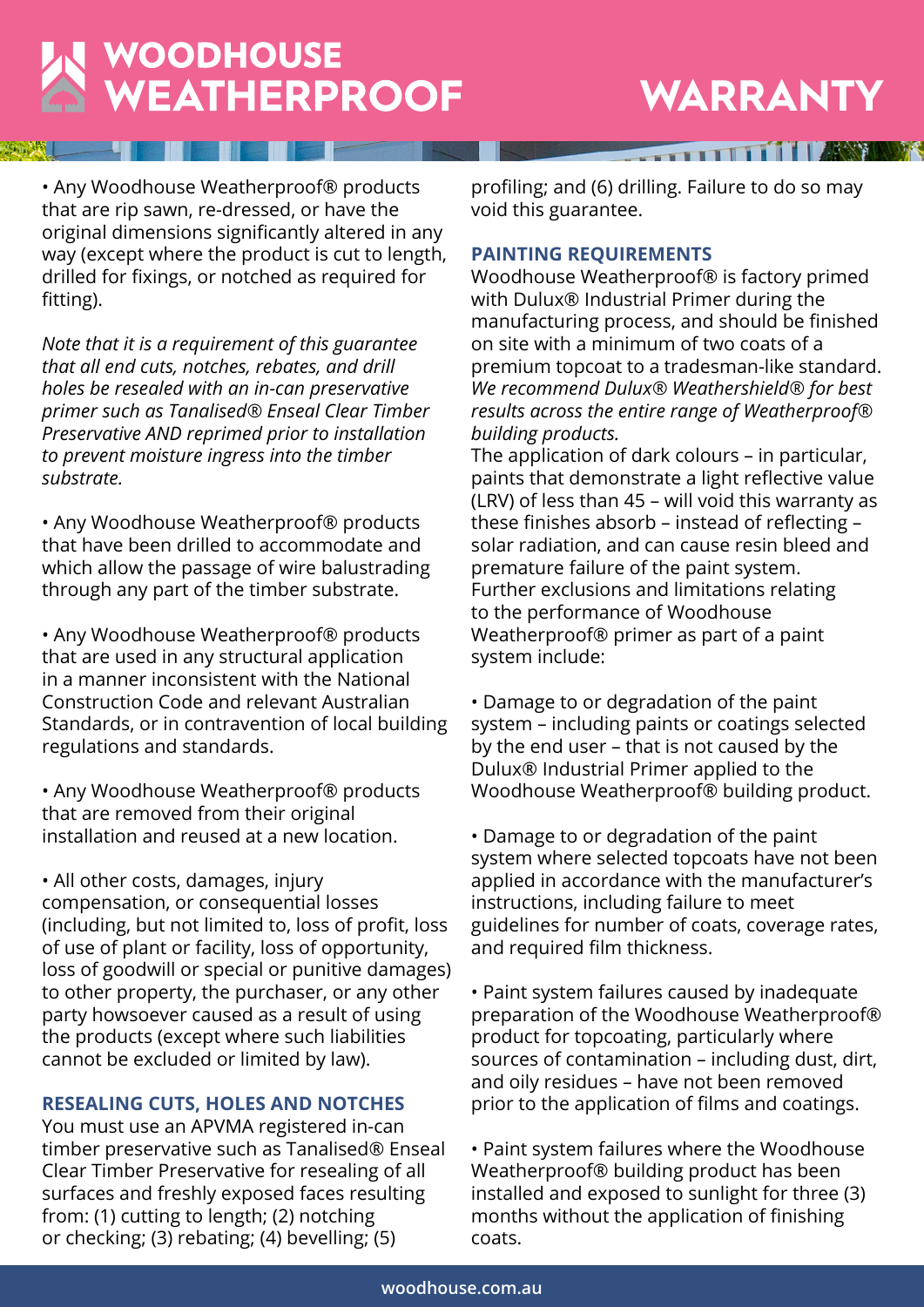- Any Woodhouse Weatherproof® products that are rip sawn, re-dressed, or have the original dimensions significantly altered in any way (except where the product is cut to length, drilled for fixings, or notched as required for fitting).

*Note that it is a requirement of this guarantee that all end cuts, notches, rebates, and drill holes be resealed with an in-can preservative primer such as Tanalised® Enseal Clear Timber Preservative AND reprimed prior to installation to prevent moisture ingress into the timber substrate.*

- Any Woodhouse Weatherproof® products that have been drilled to accommodate and which allow the passage of wire balustrading through any part of the timber substrate.

- Any Woodhouse Weatherproof® products that are used in any structural application in a manner inconsistent with the National Construction Code and relevant Australian Standards, or in contravention of local building regulations and standards.

- Any Woodhouse Weatherproof® products that are removed from their original installation and reused at a new location.

- All other costs, damages, injury compensation, or consequential losses (including, but not limited to, loss of profit, loss of use of plant or facility, loss of opportunity, loss of goodwill or special or punitive damages) to other property, the purchaser, or any other party howsoever caused as a result of using the products (except where such liabilities cannot be excluded or limited by law).

## RESEALING CUTS, HOLES AND NOTCHES

You must use an APVMA registered in-can timber preservative such as Tanalised® Enseal Clear Timber Preservative for resealing of all surfaces and freshly exposed faces resulting from: (1) cutting to length; (2) notching or checking; (3) rebating; (4) bevelling; (5) profiling; and (6) drilling. Failure to do so may void this guarantee.

## PAINTING REQUIREMENTS

Woodhouse Weatherproof® is factory primed with Dulux® Industrial Primer during the manufacturing process, and should be finished on site with a minimum of two coats of a premium topcoat to a tradesman-like standard. *We recommend Dulux® Weathershield® for best results across the entire range of Weatherproof® building products.*

The application of dark colours – in particular, paints that demonstrate a light reflective value (LRV) of less than 45 – will void this warranty as these finishes absorb – instead of reflecting – solar radiation, and can cause resin bleed and premature failure of the paint system.

Further exclusions and limitations relating to the performance of Woodhouse Weatherproof® primer as part of a paint system include:

- Damage to or degradation of the paint system – including paints or coatings selected by the end user – that is not caused by the Dulux® Industrial Primer applied to the Woodhouse Weatherproof® building product.

- Damage to or degradation of the paint system where selected topcoats have not been applied in accordance with the manufacturer's instructions, including failure to meet guidelines for number of coats, coverage rates, and required film thickness.

- Paint system failures caused by inadequate preparation of the Woodhouse Weatherproof® product for topcoating, particularly where sources of contamination – including dust, dirt, and oily residues – have not been removed prior to the application of films and coatings.

- Paint system failures where the Woodhouse Weatherproof® building product has been installed and exposed to sunlight for three (3) months without the application of finishing coats.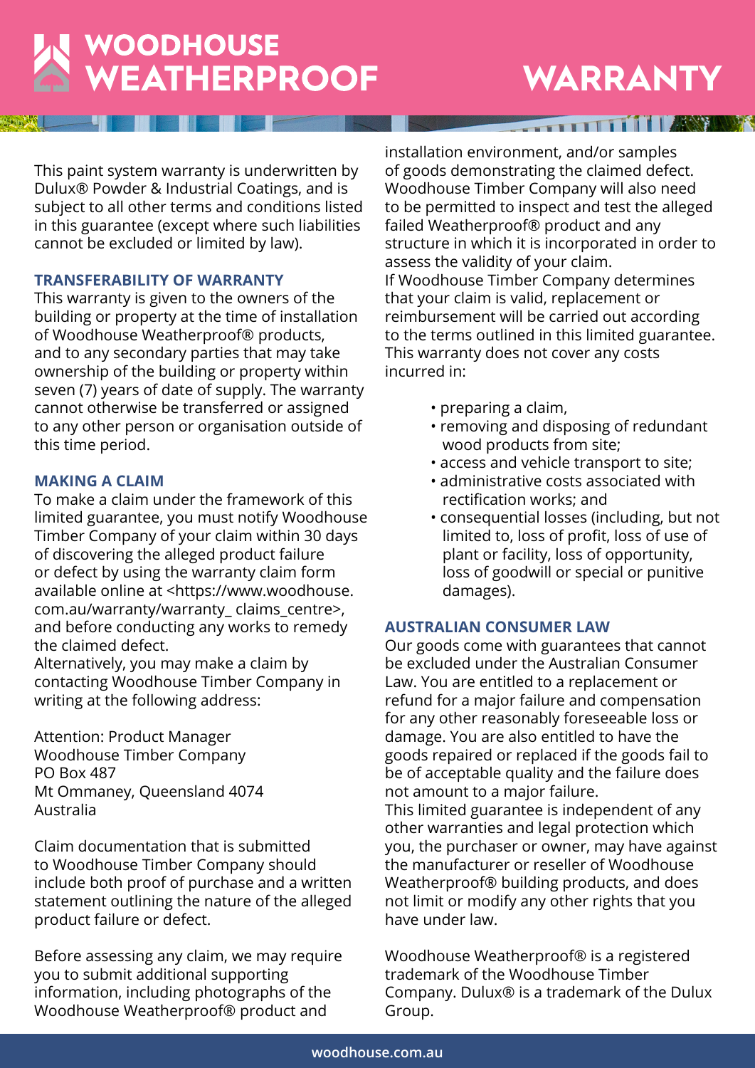# WOODHOUSE WEATHERPROOF WARRANTY

This paint system warranty is underwritten by Dulux® Powder & Industrial Coatings, and is subject to all other terms and conditions listed in this guarantee (except where such liabilities cannot be excluded or limited by law).

## TRANSFERABILITY OF WARRANTY

This warranty is given to the owners of the building or property at the time of installation of Woodhouse Weatherproof® products, and to any secondary parties that may take ownership of the building or property within seven (7) years of date of supply. The warranty cannot otherwise be transferred or assigned to any other person or organisation outside of this time period.

## MAKING A CLAIM

To make a claim under the framework of this limited guarantee, you must notify Woodhouse Timber Company of your claim within 30 days of discovering the alleged product failure or defect by using the warranty claim form available online at <https://www.woodhouse.com.au/warranty/warranty_ claims_centre>, and before conducting any works to remedy the claimed defect.
Alternatively, you may make a claim by contacting Woodhouse Timber Company in writing at the following address:

Attention: Product Manager
Woodhouse Timber Company
PO Box 487
Mt Ommaney, Queensland 4074
Australia

Claim documentation that is submitted to Woodhouse Timber Company should include both proof of purchase and a written statement outlining the nature of the alleged product failure or defect.

Before assessing any claim, we may require you to submit additional supporting information, including photographs of the Woodhouse Weatherproof® product and installation environment, and/or samples of goods demonstrating the claimed defect. Woodhouse Timber Company will also need to be permitted to inspect and test the alleged failed Weatherproof® product and any structure in which it is incorporated in order to assess the validity of your claim.
If Woodhouse Timber Company determines that your claim is valid, replacement or reimbursement will be carried out according to the terms outlined in this limited guarantee.
This warranty does not cover any costs incurred in:

- preparing a claim,
- removing and disposing of redundant wood products from site;
- access and vehicle transport to site;
- administrative costs associated with rectification works; and
- consequential losses (including, but not limited to, loss of profit, loss of use of plant or facility, loss of opportunity, loss of goodwill or special or punitive damages).

## AUSTRALIAN CONSUMER LAW

Our goods come with guarantees that cannot be excluded under the Australian Consumer Law. You are entitled to a replacement or refund for a major failure and compensation for any other reasonably foreseeable loss or damage. You are also entitled to have the goods repaired or replaced if the goods fail to be of acceptable quality and the failure does not amount to a major failure.
This limited guarantee is independent of any other warranties and legal protection which you, the purchaser or owner, may have against the manufacturer or reseller of Woodhouse Weatherproof® building products, and does not limit or modify any other rights that you have under law.

Woodhouse Weatherproof® is a registered trademark of the Woodhouse Timber Company. Dulux® is a trademark of the Dulux Group.

woodhouse.com.au